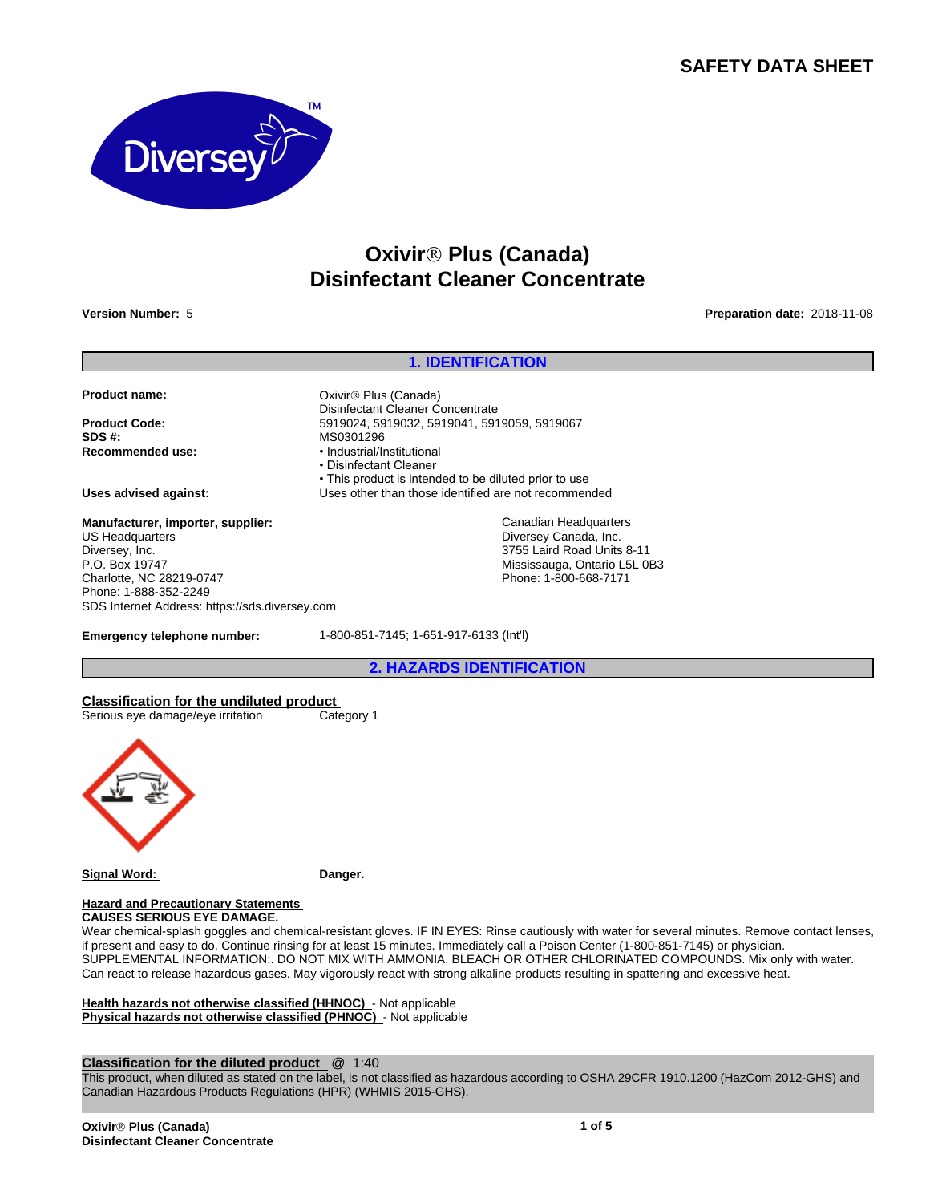# SAFETY DATA SHEET

# Oxivir® Plus (Canada)
# Disinfectant Cleaner Concentrate

**Version Number:** 5 **Preparation date:** 2018-11-08

## 1. IDENTIFICATION

**Product name:** Oxivir® Plus (Canada)
Disinfectant Cleaner Concentrate

**Product Code:** 5919024, 5919032, 5919041, 5919059, 5919067

**SDS #:** MS0301296

**Recommended use:**
- Industrial/Institutional
- Disinfectant Cleaner
- This product is intended to be diluted prior to use

**Uses advised against:** Uses other than those identified are not recommended

**Manufacturer, importer, supplier:**
US Headquarters
Diversey, Inc.
P.O. Box 19747
Charlotte, NC 28219-0747
Phone: 1-888-352-2249
SDS Internet Address: https://sds.diversey.com

Canadian Headquarters
Diversey Canada, Inc.
3755 Laird Road Units 8-11
Mississauga, Ontario L5L 0B3
Phone: 1-800-668-7171

**Emergency telephone number:** 1-800-851-7145; 1-651-917-6133 (Int'l)

## 2. HAZARDS IDENTIFICATION

**Classification for the undiluted product**

| | |
|---|---|
| Serious eye damage/eye irritation | Category 1 |

**Signal Word:** **Danger.**

**Hazard and Precautionary Statements**

**CAUSES SERIOUS EYE DAMAGE.**

Wear chemical-splash goggles and chemical-resistant gloves. IF IN EYES: Rinse cautiously with water for several minutes. Remove contact lenses, if present and easy to do. Continue rinsing for at least 15 minutes. Immediately call a Poison Center (1-800-851-7145) or physician. SUPPLEMENTAL INFORMATION:. DO NOT MIX WITH AMMONIA, BLEACH OR OTHER CHLORINATED COMPOUNDS. Mix only with water. Can react to release hazardous gases. May vigorously react with strong alkaline products resulting in spattering and excessive heat.

**Health hazards not otherwise classified (HHNOC)** - Not applicable
**Physical hazards not otherwise classified (PHNOC)** - Not applicable

**Classification for the diluted product** @ 1:40

This product, when diluted as stated on the label, is not classified as hazardous according to OSHA 29CFR 1910.1200 (HazCom 2012-GHS) and Canadian Hazardous Products Regulations (HPR) (WHMIS 2015-GHS).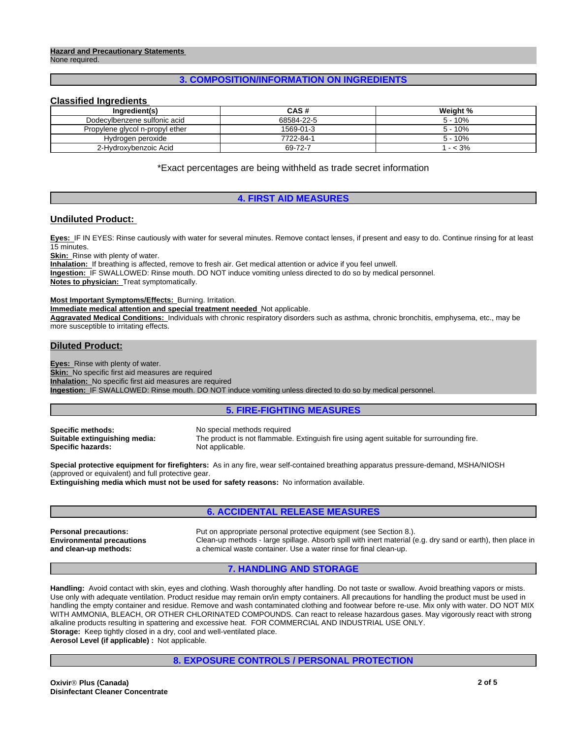**Hazard and Precautionary Statements**
None required.

## 3. COMPOSITION/INFORMATION ON INGREDIENTS

### Classified Ingredients

| Ingredient(s) | CAS # | Weight % |
|---|---|---|
| Dodecylbenzene sulfonic acid | 68584-22-5 | 5 - 10% |
| Propylene glycol n-propyl ether | 1569-01-3 | 5 - 10% |
| Hydrogen peroxide | 7722-84-1 | 5 - 10% |
| 2-Hydroxybenzoic Acid | 69-72-7 | 1 - < 3% |

*Exact percentages are being withheld as trade secret information

## 4. FIRST AID MEASURES

### Undiluted Product:

**Eyes:** IF IN EYES: Rinse cautiously with water for several minutes. Remove contact lenses, if present and easy to do. Continue rinsing for at least 15 minutes.
**Skin:** Rinse with plenty of water.
**Inhalation:** If breathing is affected, remove to fresh air. Get medical attention or advice if you feel unwell.
**Ingestion:** IF SWALLOWED: Rinse mouth. DO NOT induce vomiting unless directed to do so by medical personnel.
**Notes to physician:** Treat symptomatically.

**Most Important Symptoms/Effects:** Burning. Irritation.
**Immediate medical attention and special treatment needed** Not applicable.
**Aggravated Medical Conditions:** Individuals with chronic respiratory disorders such as asthma, chronic bronchitis, emphysema, etc., may be more susceptible to irritating effects.

### Diluted Product:

**Eyes:** Rinse with plenty of water.
**Skin:** No specific first aid measures are required
**Inhalation:** No specific first aid measures are required
**Ingestion:** IF SWALLOWED: Rinse mouth. DO NOT induce vomiting unless directed to do so by medical personnel.

## 5. FIRE-FIGHTING MEASURES

**Specific methods:** No special methods required
**Suitable extinguishing media:** The product is not flammable. Extinguish fire using agent suitable for surrounding fire.
**Specific hazards:** Not applicable.

**Special protective equipment for firefighters:** As in any fire, wear self-contained breathing apparatus pressure-demand, MSHA/NIOSH (approved or equivalent) and full protective gear.
**Extinguishing media which must not be used for safety reasons:** No information available.

## 6. ACCIDENTAL RELEASE MEASURES

**Personal precautions:** Put on appropriate personal protective equipment (see Section 8.).
**Environmental precautions and clean-up methods:** Clean-up methods - large spillage. Absorb spill with inert material (e.g. dry sand or earth), then place in a chemical waste container. Use a water rinse for final clean-up.

## 7. HANDLING AND STORAGE

**Handling:** Avoid contact with skin, eyes and clothing. Wash thoroughly after handling. Do not taste or swallow. Avoid breathing vapors or mists. Use only with adequate ventilation. Product residue may remain on/in empty containers. All precautions for handling the product must be used in handling the empty container and residue. Remove and wash contaminated clothing and footwear before re-use. Mix only with water. DO NOT MIX WITH AMMONIA, BLEACH, OR OTHER CHLORINATED COMPOUNDS. Can react to release hazardous gases. May vigorously react with strong alkaline products resulting in spattering and excessive heat. FOR COMMERCIAL AND INDUSTRIAL USE ONLY.
**Storage:** Keep tightly closed in a dry, cool and well-ventilated place.
**Aerosol Level (if applicable) :** Not applicable.

## 8. EXPOSURE CONTROLS / PERSONAL PROTECTION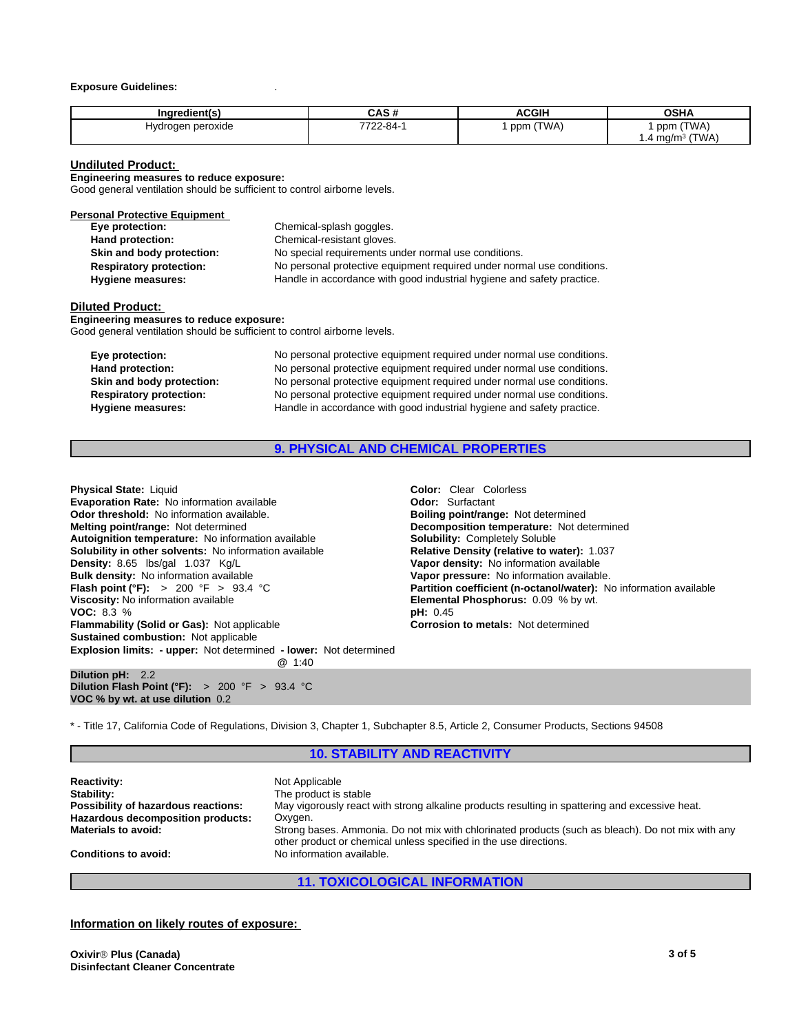**Exposure Guidelines:** .

| Ingredient(s) | CAS # | ACGIH | OSHA |
|---|---|---|---|
| Hydrogen peroxide | 7722-84-1 | 1 ppm (TWA) | 1 ppm (TWA)<br>1.4 mg/m³ (TWA) |

**Undiluted Product:**

**Engineering measures to reduce exposure:**
Good general ventilation should be sufficient to control airborne levels.

**Personal Protective Equipment**

| | |
|---|---|
| **Eye protection:** | Chemical-splash goggles. |
| **Hand protection:** | Chemical-resistant gloves. |
| **Skin and body protection:** | No special requirements under normal use conditions. |
| **Respiratory protection:** | No personal protective equipment required under normal use conditions. |
| **Hygiene measures:** | Handle in accordance with good industrial hygiene and safety practice. |

**Diluted Product:**

**Engineering measures to reduce exposure:**
Good general ventilation should be sufficient to control airborne levels.

| | |
|---|---|
| **Eye protection:** | No personal protective equipment required under normal use conditions. |
| **Hand protection:** | No personal protective equipment required under normal use conditions. |
| **Skin and body protection:** | No personal protective equipment required under normal use conditions. |
| **Respiratory protection:** | No personal protective equipment required under normal use conditions. |
| **Hygiene measures:** | Handle in accordance with good industrial hygiene and safety practice. |

## 9. PHYSICAL AND CHEMICAL PROPERTIES

**Physical State:** Liquid
**Evaporation Rate:** No information available
**Odor threshold:** No information available.
**Melting point/range:** Not determined
**Autoignition temperature:** No information available
**Solubility in other solvents:** No information available
**Density:** 8.65 lbs/gal 1.037 Kg/L
**Bulk density:** No information available
**Flash point (°F):** > 200 °F > 93.4 °C
**Viscosity:** No information available
**VOC:** 8.3 %
**Flammability (Solid or Gas):** Not applicable
**Sustained combustion:** Not applicable
**Explosion limits:** **- upper:** Not determined **- lower:** Not determined

**Color:** Clear Colorless
**Odor:** Surfactant
**Boiling point/range:** Not determined
**Decomposition temperature:** Not determined
**Solubility:** Completely Soluble
**Relative Density (relative to water):** 1.037
**Vapor density:** No information available
**Vapor pressure:** No information available.
**Partition coefficient (n-octanol/water):** No information available
**Elemental Phosphorus:** 0.09 % by wt.
**pH:** 0.45
**Corrosion to metals:** Not determined

@ 1:40
**Dilution pH:** 2.2
**Dilution Flash Point (°F):** > 200 °F > 93.4 °C
**VOC % by wt. at use dilution** 0.2

\* - Title 17, California Code of Regulations, Division 3, Chapter 1, Subchapter 8.5, Article 2, Consumer Products, Sections 94508

## 10. STABILITY AND REACTIVITY

| | |
|---|---|
| **Reactivity:** | Not Applicable |
| **Stability:** | The product is stable |
| **Possibility of hazardous reactions:** | May vigorously react with strong alkaline products resulting in spattering and excessive heat. |
| **Hazardous decomposition products:** | Oxygen. |
| **Materials to avoid:** | Strong bases. Ammonia. Do not mix with chlorinated products (such as bleach). Do not mix with any other product or chemical unless specified in the use directions. |
| **Conditions to avoid:** | No information available. |

## 11. TOXICOLOGICAL INFORMATION

**Information on likely routes of exposure:**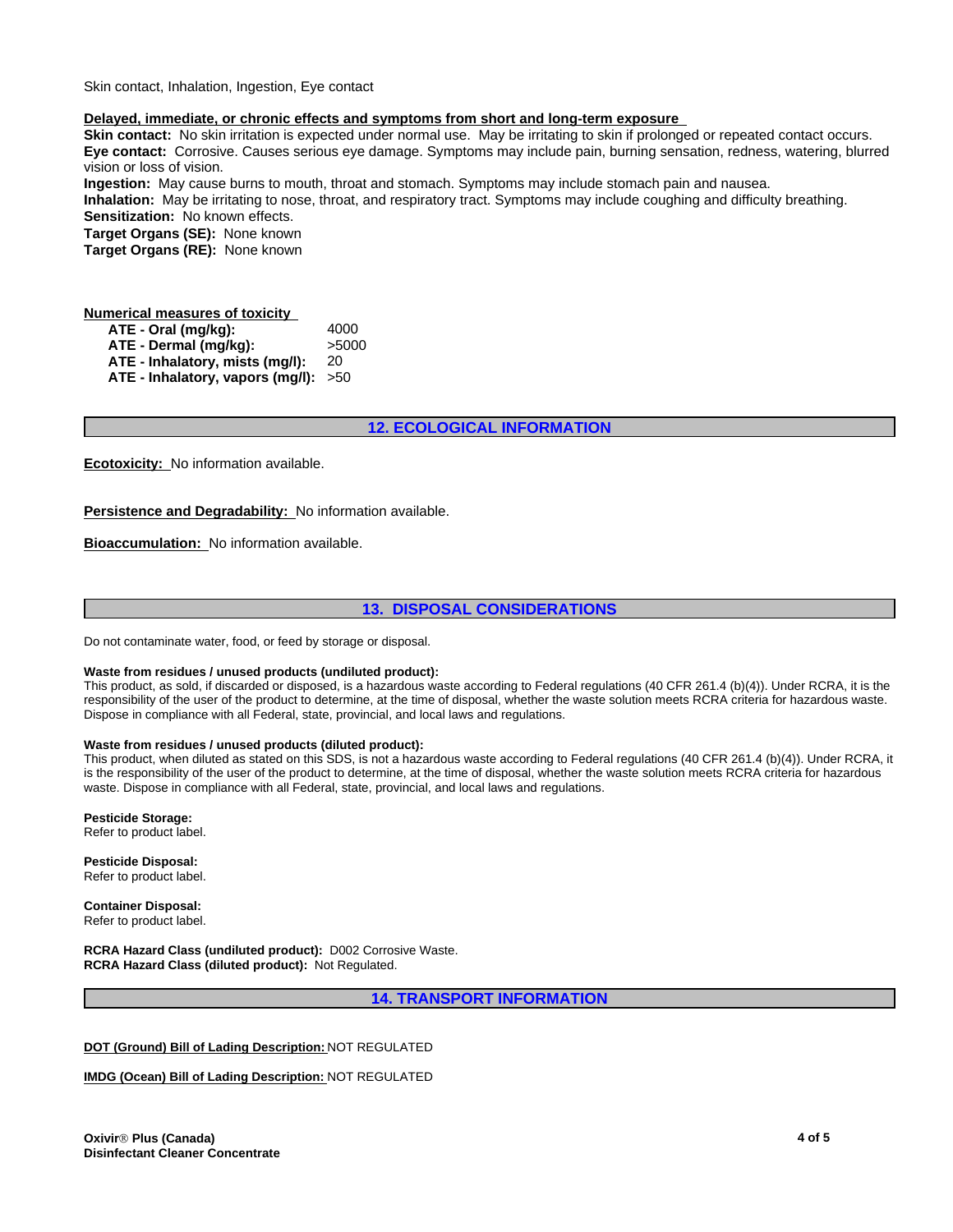Skin contact, Inhalation, Ingestion, Eye contact

**Delayed, immediate, or chronic effects and symptoms from short and long-term exposure**

**Skin contact:** No skin irritation is expected under normal use. May be irritating to skin if prolonged or repeated contact occurs.
**Eye contact:** Corrosive. Causes serious eye damage. Symptoms may include pain, burning sensation, redness, watering, blurred vision or loss of vision.
**Ingestion:** May cause burns to mouth, throat and stomach. Symptoms may include stomach pain and nausea.
**Inhalation:** May be irritating to nose, throat, and respiratory tract. Symptoms may include coughing and difficulty breathing.
**Sensitization:** No known effects.
**Target Organs (SE):** None known
**Target Organs (RE):** None known

**Numerical measures of toxicity**

| | |
|---|---|
| **ATE - Oral (mg/kg):** | 4000 |
| **ATE - Dermal (mg/kg):** | >5000 |
| **ATE - Inhalatory, mists (mg/l):** | 20 |
| **ATE - Inhalatory, vapors (mg/l):** | >50 |

## 12. ECOLOGICAL INFORMATION

**Ecotoxicity:** No information available.

**Persistence and Degradability:** No information available.

**Bioaccumulation:** No information available.

## 13. DISPOSAL CONSIDERATIONS

Do not contaminate water, food, or feed by storage or disposal.

**Waste from residues / unused products (undiluted product):**
This product, as sold, if discarded or disposed, is a hazardous waste according to Federal regulations (40 CFR 261.4 (b)(4)). Under RCRA, it is the responsibility of the user of the product to determine, at the time of disposal, whether the waste solution meets RCRA criteria for hazardous waste. Dispose in compliance with all Federal, state, provincial, and local laws and regulations.

**Waste from residues / unused products (diluted product):**
This product, when diluted as stated on this SDS, is not a hazardous waste according to Federal regulations (40 CFR 261.4 (b)(4)). Under RCRA, it is the responsibility of the user of the product to determine, at the time of disposal, whether the waste solution meets RCRA criteria for hazardous waste. Dispose in compliance with all Federal, state, provincial, and local laws and regulations.

**Pesticide Storage:**
Refer to product label.

**Pesticide Disposal:**
Refer to product label.

**Container Disposal:**
Refer to product label.

**RCRA Hazard Class (undiluted product):** D002 Corrosive Waste.
**RCRA Hazard Class (diluted product):** Not Regulated.

## 14. TRANSPORT INFORMATION

**DOT (Ground) Bill of Lading Description:** NOT REGULATED

**IMDG (Ocean) Bill of Lading Description:** NOT REGULATED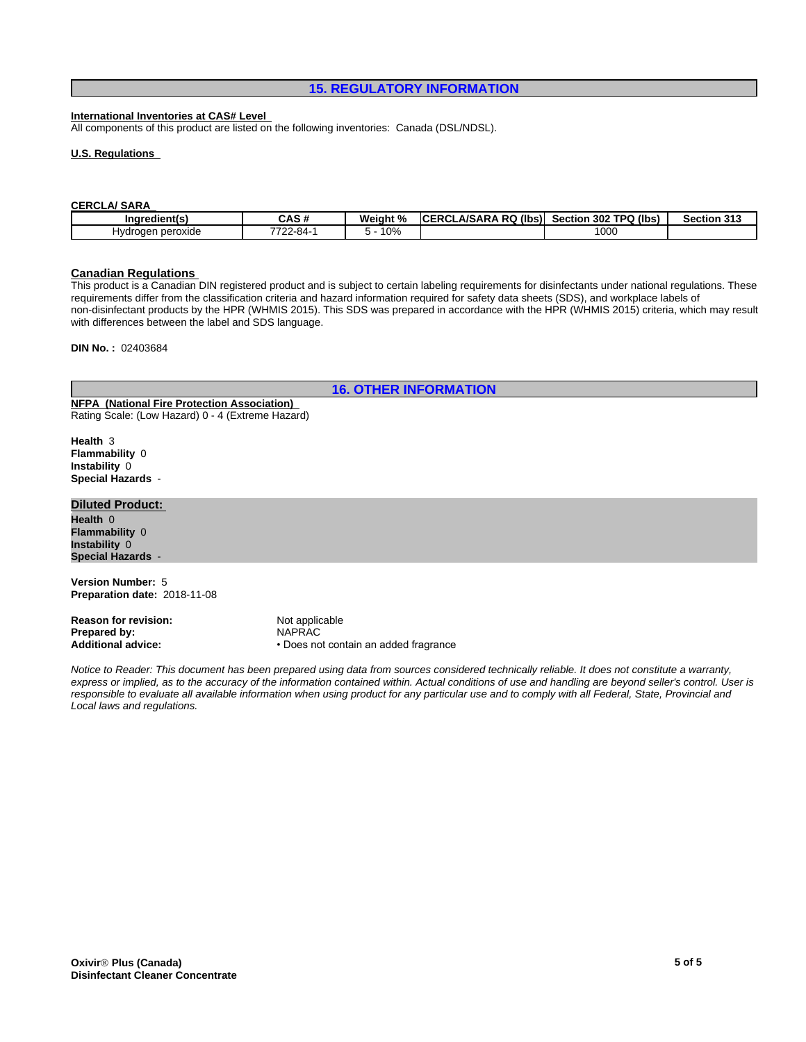## 15. REGULATORY INFORMATION

**International Inventories at CAS# Level**
All components of this product are listed on the following inventories: Canada (DSL/NDSL).

**U.S. Regulations**

**CERCLA/ SARA**

| Ingredient(s) | CAS # | Weight % | CERCLA/SARA RQ (lbs) | Section 302 TPQ (lbs) | Section 313 |
|---|---|---|---|---|---|
| Hydrogen peroxide | 7722-84-1 | 5 - 10% | | 1000 | |

**Canadian Regulations**
This product is a Canadian DIN registered product and is subject to certain labeling requirements for disinfectants under national regulations. These requirements differ from the classification criteria and hazard information required for safety data sheets (SDS), and workplace labels of non-disinfectant products by the HPR (WHMIS 2015). This SDS was prepared in accordance with the HPR (WHMIS 2015) criteria, which may result with differences between the label and SDS language.

**DIN No. :** 02403684

## 16. OTHER INFORMATION

**NFPA (National Fire Protection Association)**
Rating Scale: (Low Hazard) 0 - 4 (Extreme Hazard)

**Health** 3
**Flammability** 0
**Instability** 0
**Special Hazards** -

**Diluted Product:**
**Health** 0
**Flammability** 0
**Instability** 0
**Special Hazards** -

**Version Number:** 5
**Preparation date:** 2018-11-08

**Reason for revision:** Not applicable
**Prepared by:** NAPRAC
**Additional advice:** • Does not contain an added fragrance

*Notice to Reader: This document has been prepared using data from sources considered technically reliable. It does not constitute a warranty, express or implied, as to the accuracy of the information contained within. Actual conditions of use and handling are beyond seller's control. User is responsible to evaluate all available information when using product for any particular use and to comply with all Federal, State, Provincial and Local laws and regulations.*